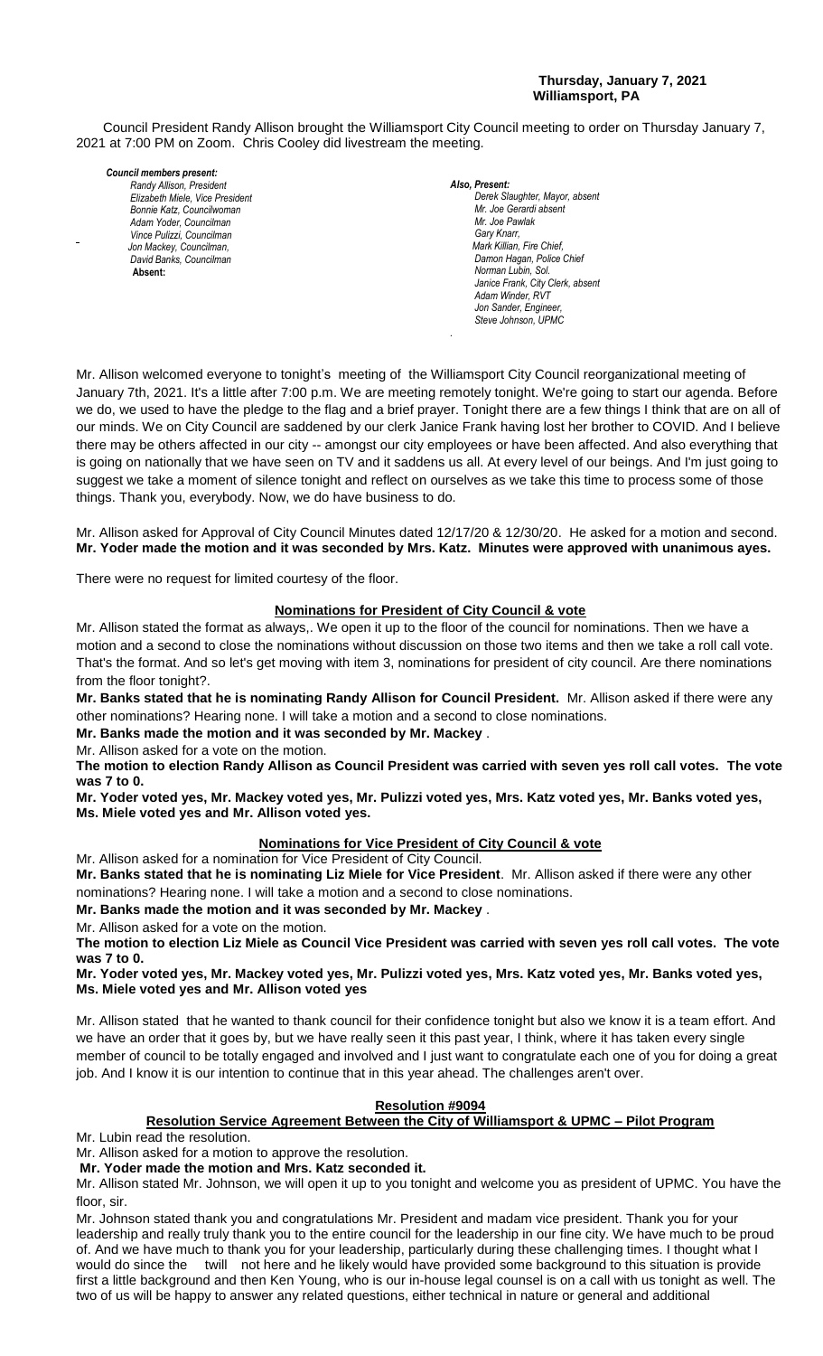**Thursday, January 7, 2021**
**Williamsport, PA**

Council President Randy Allison brought the Williamsport City Council meeting to order on Thursday January 7, 2021 at 7:00 PM on Zoom. Chris Cooley did livestream the meeting.

***Council members present:***
*Randy Allison, President*
*Elizabeth Miele, Vice President*
*Bonnie Katz, Councilwoman*
*Adam Yoder, Councilman*
*Vince Pulizzi, Councilman*
*Jon Mackey, Councilman,*
*David Banks, Councilman*
**Absent:**

***Also, Present:***
*Derek Slaughter, Mayor, absent*
*Mr. Joe Gerardi absent*
*Mr. Joe Pawlak*
*Gary Knarr,*
*Mark Killian, Fire Chief,*
*Damon Hagan, Police Chief*
*Norman Lubin, Sol.*
*Janice Frank, City Clerk, absent*
*Adam Winder, RVT*
*Jon Sander, Engineer,*
*Steve Johnson, UPMC*

Mr. Allison welcomed everyone to tonight's meeting of the Williamsport City Council reorganizational meeting of January 7th, 2021. It's a little after 7:00 p.m. We are meeting remotely tonight. We're going to start our agenda. Before we do, we used to have the pledge to the flag and a brief prayer. Tonight there are a few things I think that are on all of our minds. We on City Council are saddened by our clerk Janice Frank having lost her brother to COVID. And I believe there may be others affected in our city -- amongst our city employees or have been affected. And also everything that is going on nationally that we have seen on TV and it saddens us all. At every level of our beings. And I'm just going to suggest we take a moment of silence tonight and reflect on ourselves as we take this time to process some of those things. Thank you, everybody. Now, we do have business to do.

Mr. Allison asked for Approval of City Council Minutes dated 12/17/20 & 12/30/20. He asked for a motion and second. **Mr. Yoder made the motion and it was seconded by Mrs. Katz. Minutes were approved with unanimous ayes.**

There were no request for limited courtesy of the floor.

## Nominations for President of City Council & vote

Mr. Allison stated the format as always,. We open it up to the floor of the council for nominations. Then we have a motion and a second to close the nominations without discussion on those two items and then we take a roll call vote. That's the format. And so let's get moving with item 3, nominations for president of city council. Are there nominations from the floor tonight?.

**Mr. Banks stated that he is nominating Randy Allison for Council President.** Mr. Allison asked if there were any other nominations? Hearing none. I will take a motion and a second to close nominations.

**Mr. Banks made the motion and it was seconded by Mr. Mackey** .

Mr. Allison asked for a vote on the motion.

**The motion to election Randy Allison as Council President was carried with seven yes roll call votes. The vote was 7 to 0.**

**Mr. Yoder voted yes, Mr. Mackey voted yes, Mr. Pulizzi voted yes, Mrs. Katz voted yes, Mr. Banks voted yes, Ms. Miele voted yes and Mr. Allison voted yes.**

## Nominations for Vice President of City Council & vote

Mr. Allison asked for a nomination for Vice President of City Council.

**Mr. Banks stated that he is nominating Liz Miele for Vice President**. Mr. Allison asked if there were any other nominations? Hearing none. I will take a motion and a second to close nominations.

**Mr. Banks made the motion and it was seconded by Mr. Mackey** .

Mr. Allison asked for a vote on the motion.

**The motion to election Liz Miele as Council Vice President was carried with seven yes roll call votes. The vote was 7 to 0.**

**Mr. Yoder voted yes, Mr. Mackey voted yes, Mr. Pulizzi voted yes, Mrs. Katz voted yes, Mr. Banks voted yes, Ms. Miele voted yes and Mr. Allison voted yes**

Mr. Allison stated that he wanted to thank council for their confidence tonight but also we know it is a team effort. And we have an order that it goes by, but we have really seen it this past year, I think, where it has taken every single member of council to be totally engaged and involved and I just want to congratulate each one of you for doing a great job. And I know it is our intention to continue that in this year ahead. The challenges aren't over.

## Resolution #9094

### Resolution Service Agreement Between the City of Williamsport & UPMC – Pilot Program

Mr. Lubin read the resolution.

Mr. Allison asked for a motion to approve the resolution.

**Mr. Yoder made the motion and Mrs. Katz seconded it.**

Mr. Allison stated Mr. Johnson, we will open it up to you tonight and welcome you as president of UPMC. You have the floor, sir.

Mr. Johnson stated thank you and congratulations Mr. President and madam vice president. Thank you for your leadership and really truly thank you to the entire council for the leadership in our fine city. We have much to be proud of. And we have much to thank you for your leadership, particularly during these challenging times. I thought what I would do since the twill not here and he likely would have provided some background to this situation is provide first a little background and then Ken Young, who is our in-house legal counsel is on a call with us tonight as well. The two of us will be happy to answer any related questions, either technical in nature or general and additional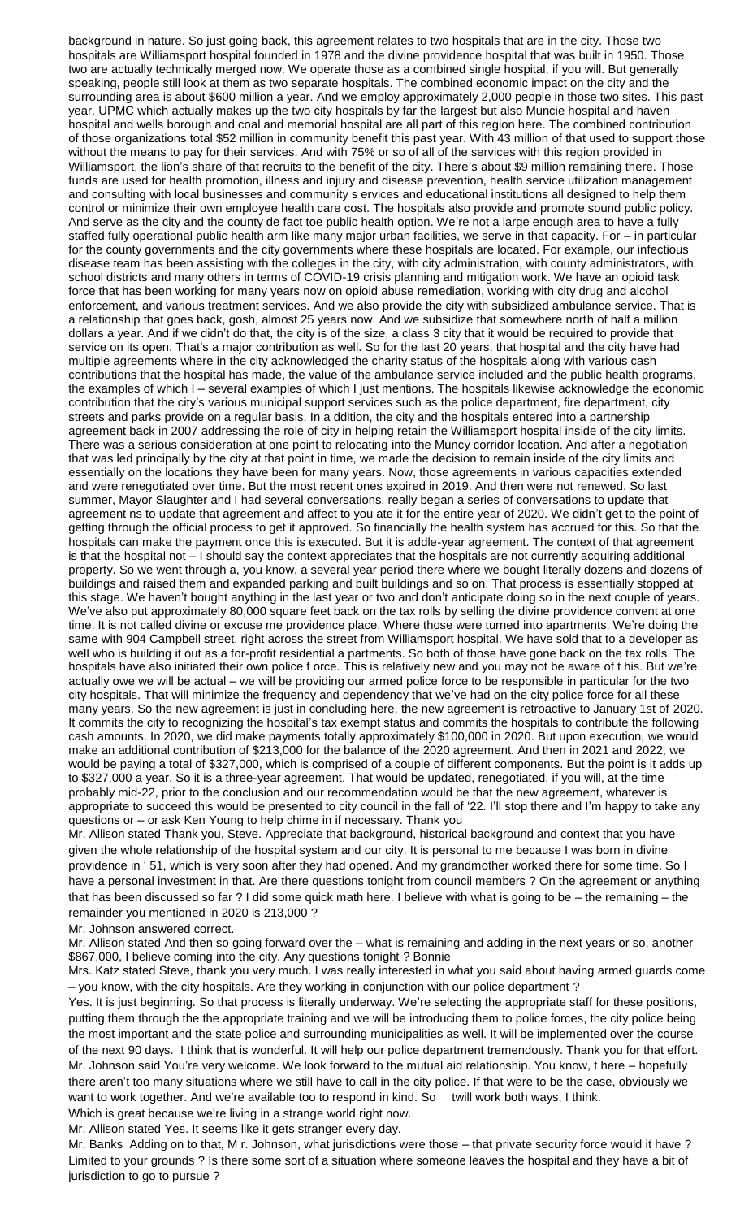background in nature. So just going back, this agreement relates to two hospitals that are in the city. Those two hospitals are Williamsport hospital founded in 1978 and the divine providence hospital that was built in 1950. Those two are actually technically merged now. We operate those as a combined single hospital, if you will. But generally speaking, people still look at them as two separate hospitals. The combined economic impact on the city and the surrounding area is about $600 million a year. And we employ approximately 2,000 people in those two sites. This past year, UPMC which actually makes up the two city hospitals by far the largest but also Muncie hospital and haven hospital and wells borough and coal and memorial hospital are all part of this region here. The combined contribution of those organizations total $52 million in community benefit this past year. With 43 million of that used to support those without the means to pay for their services. And with 75% or so of all of the services with this region provided in Williamsport, the lion's share of that recruits to the benefit of the city. There's about $9 million remaining there. Those funds are used for health promotion, illness and injury and disease prevention, health service utilization management and consulting with local businesses and community s ervices and educational institutions all designed to help them control or minimize their own employee health care cost. The hospitals also provide and promote sound public policy. And serve as the city and the county de fact toe public health option. We're not a large enough area to have a fully staffed fully operational public health arm like many major urban facilities, we serve in that capacity. For – in particular for the county governments and the city governments where these hospitals are located. For example, our infectious disease team has been assisting with the colleges in the city, with city administration, with county administrators, with school districts and many others in terms of COVID-19 crisis planning and mitigation work. We have an opioid task force that has been working for many years now on opioid abuse remediation, working with city drug and alcohol enforcement, and various treatment services. And we also provide the city with subsidized ambulance service. That is a relationship that goes back, gosh, almost 25 years now. And we subsidize that somewhere north of half a million dollars a year. And if we didn't do that, the city is of the size, a class 3 city that it would be required to provide that service on its open. That's a major contribution as well. So for the last 20 years, that hospital and the city have had multiple agreements where in the city acknowledged the charity status of the hospitals along with various cash contributions that the hospital has made, the value of the ambulance service included and the public health programs, the examples of which I – several examples of which I just mentions. The hospitals likewise acknowledge the economic contribution that the city's various municipal support services such as the police department, fire department, city streets and parks provide on a regular basis. In a ddition, the city and the hospitals entered into a partnership agreement back in 2007 addressing the role of city in helping retain the Williamsport hospital inside of the city limits. There was a serious consideration at one point to relocating into the Muncy corridor location. And after a negotiation that was led principally by the city at that point in time, we made the decision to remain inside of the city limits and essentially on the locations they have been for many years. Now, those agreements in various capacities extended and were renegotiated over time. But the most recent ones expired in 2019. And then were not renewed. So last summer, Mayor Slaughter and I had several conversations, really began a series of conversations to update that agreement ns to update that agreement and affect to you ate it for the entire year of 2020. We didn't get to the point of getting through the official process to get it approved. So financially the health system has accrued for this. So that the hospitals can make the payment once this is executed. But it is addle-year agreement. The context of that agreement is that the hospital not – I should say the context appreciates that the hospitals are not currently acquiring additional property. So we went through a, you know, a several year period there where we bought literally dozens and dozens of buildings and raised them and expanded parking and built buildings and so on. That process is essentially stopped at this stage. We haven't bought anything in the last year or two and don't anticipate doing so in the next couple of years. We've also put approximately 80,000 square feet back on the tax rolls by selling the divine providence convent at one time. It is not called divine or excuse me providence place. Where those were turned into apartments. We're doing the same with 904 Campbell street, right across the street from Williamsport hospital. We have sold that to a developer as well who is building it out as a for-profit residential a partments. So both of those have gone back on the tax rolls. The hospitals have also initiated their own police f orce. This is relatively new and you may not be aware of t his. But we're actually owe we will be actual – we will be providing our armed police force to be responsible in particular for the two city hospitals. That will minimize the frequency and dependency that we've had on the city police force for all these many years. So the new agreement is just in concluding here, the new agreement is retroactive to January 1st of 2020. It commits the city to recognizing the hospital's tax exempt status and commits the hospitals to contribute the following cash amounts. In 2020, we did make payments totally approximately $100,000 in 2020. But upon execution, we would make an additional contribution of $213,000 for the balance of the 2020 agreement. And then in 2021 and 2022, we would be paying a total of $327,000, which is comprised of a couple of different components. But the point is it adds up to $327,000 a year. So it is a three-year agreement. That would be updated, renegotiated, if you will, at the time probably mid-22, prior to the conclusion and our recommendation would be that the new agreement, whatever is appropriate to succeed this would be presented to city council in the fall of '22. I'll stop there and I'm happy to take any questions or – or ask Ken Young to help chime in if necessary. Thank you

Mr. Allison stated Thank you, Steve. Appreciate that background, historical background and context that you have given the whole relationship of the hospital system and our city. It is personal to me because I was born in divine providence in ' 51, which is very soon after they had opened. And my grandmother worked there for some time. So I have a personal investment in that. Are there questions tonight from council members ? On the agreement or anything that has been discussed so far ? I did some quick math here. I believe with what is going to be – the remaining – the remainder you mentioned in 2020 is 213,000 ?

Mr. Johnson answered correct.

Mr. Allison stated And then so going forward over the – what is remaining and adding in the next years or so, another $867,000, I believe coming into the city. Any questions tonight ? Bonnie

Mrs. Katz stated Steve, thank you very much. I was really interested in what you said about having armed guards come – you know, with the city hospitals. Are they working in conjunction with our police department ?

Yes. It is just beginning. So that process is literally underway. We're selecting the appropriate staff for these positions, putting them through the the appropriate training and we will be introducing them to police forces, the city police being the most important and the state police and surrounding municipalities as well. It will be implemented over the course of the next 90 days. I think that is wonderful. It will help our police department tremendously. Thank you for that effort.

Mr. Johnson said You're very welcome. We look forward to the mutual aid relationship. You know, t here – hopefully there aren't too many situations where we still have to call in the city police. If that were to be the case, obviously we want to work together. And we're available too to respond in kind. So twill work both ways, I think.

Which is great because we're living in a strange world right now.

Mr. Allison stated Yes. It seems like it gets stranger every day.

Mr. Banks Adding on to that, M r. Johnson, what jurisdictions were those – that private security force would it have ? Limited to your grounds ? Is there some sort of a situation where someone leaves the hospital and they have a bit of jurisdiction to go to pursue ?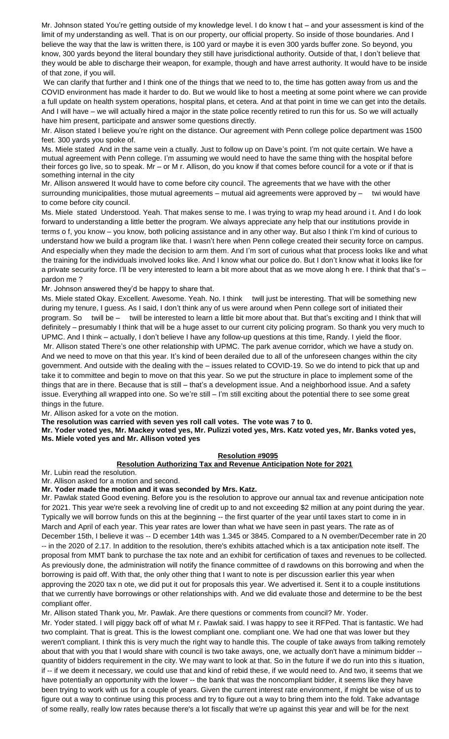Mr. Johnson stated You're getting outside of my knowledge level. I do know t hat – and your assessment is kind of the limit of my understanding as well. That is on our property, our official property. So inside of those boundaries. And I believe the way that the law is written there, is 100 yard or maybe it is even 300 yards buffer zone. So beyond, you know, 300 yards beyond the literal boundary they still have jurisdictional authority. Outside of that, I don't believe that they would be able to discharge their weapon, for example, though and have arrest authority. It would have to be inside of that zone, if you will.

We can clarify that further and I think one of the things that we need to to, the time has gotten away from us and the COVID environment has made it harder to do. But we would like to host a meeting at some point where we can provide a full update on health system operations, hospital plans, et cetera. And at that point in time we can get into the details. And I will have – we will actually hired a major in the state police recently retired to run this for us. So we will actually have him present, participate and answer some questions directly.

Mr. Alison stated I believe you're right on the distance. Our agreement with Penn college police department was 1500 feet. 300 yards you spoke of.

Ms. Miele stated And in the same vein a ctually. Just to follow up on Dave's point. I'm not quite certain. We have a mutual agreement with Penn college. I'm assuming we would need to have the same thing with the hospital before their forces go live, so to speak. Mr – or M r. Allison, do you know if that comes before council for a vote or if that is something internal in the city

Mr. Allison answered It would have to come before city council. The agreements that we have with the other surrounding municipalities, those mutual agreements – mutual aid agreements were approved by – twi would have to come before city council.

Ms. Miele stated Understood. Yeah. That makes sense to me. I was trying to wrap my head around i t. And I do look forward to understanding a little better the program. We always appreciate any help that our institutions provide in terms o f, you know – you know, both policing assistance and in any other way. But also I think I'm kind of curious to understand how we build a program like that. I wasn't here when Penn college created their security force on campus. And especially when they made the decision to arm them. And I'm sort of curious what that process looks like and what the training for the individuals involved looks like. And I know what our police do. But I don't know what it looks like for a private security force. I'll be very interested to learn a bit more about that as we move along h ere. I think that that's – pardon me ?

Mr. Johnson answered they'd be happy to share that.

Ms. Miele stated Okay. Excellent. Awesome. Yeah. No. I think twill just be interesting. That will be something new during my tenure, I guess. As I said, I don't think any of us were around when Penn college sort of initiated their program. So twill be – twill be interested to learn a little bit more about that. But that's exciting and I think that will definitely – presumably I think that will be a huge asset to our current city policing program. So thank you very much to UPMC. And I think – actually, I don't believe I have any follow-up questions at this time, Randy. I yield the floor.

Mr. Allison stated There's one other relationship with UPMC. The park avenue corridor, which we have a study on. And we need to move on that this year. It's kind of been derailed due to all of the unforeseen changes within the city government. And outside with the dealing with the – issues related to COVID-19. So we do intend to pick that up and take it to committee and begin to move on that this year. So we put the structure in place to implement some of the things that are in there. Because that is still – that's a development issue. And a neighborhood issue. And a safety issue. Everything all wrapped into one. So we're still – I'm still exciting about the potential there to see some great things in the future.

Mr. Allison asked for a vote on the motion.

**The resolution was carried with seven yes roll call votes. The vote was 7 to 0.**

**Mr. Yoder voted yes, Mr. Mackey voted yes, Mr. Pulizzi voted yes, Mrs. Katz voted yes, Mr. Banks voted yes, Ms. Miele voted yes and Mr. Allison voted yes**

**Resolution #9095**

**Resolution Authorizing Tax and Revenue Anticipation Note for 2021**

Mr. Lubin read the resolution.

Mr. Allison asked for a motion and second.

**Mr. Yoder made the motion and it was seconded by Mrs. Katz.**

Mr. Pawlak stated Good evening. Before you is the resolution to approve our annual tax and revenue anticipation note for 2021. This year we're seek a revolving line of credit up to and not exceeding $2 million at any point during the year. Typically we will borrow funds on this at the beginning -- the first quarter of the year until taxes start to come in in March and April of each year. This year rates are lower than what we have seen in past years. The rate as of December 15th, I believe it was -- D ecember 14th was 1.345 or 3845. Compared to a N ovember/December rate in 20 -- in the 2020 of 2.17. In addition to the resolution, there's exhibits attached which is a tax anticipation note itself. The proposal from MMT bank to purchase the tax note and an exhibit for certification of taxes and revenues to be collected. As previously done, the administration will notify the finance committee of d rawdowns on this borrowing and when the borrowing is paid off. With that, the only other thing that I want to note is per discussion earlier this year when approving the 2020 tax n ote, we did put it out for proposals this year. We advertised it. Sent it to a couple institutions that we currently have borrowings or other relationships with. And we did evaluate those and determine to be the best compliant offer.

Mr. Allison stated Thank you, Mr. Pawlak. Are there questions or comments from council? Mr. Yoder.

Mr. Yoder stated. I will piggy back off of what M r. Pawlak said. I was happy to see it RFPed. That is fantastic. We had two complaint. That is great. This is the lowest compliant one. compliant one. We had one that was lower but they weren't compliant. I think this is very much the right way to handle this. The couple of take aways from talking remotely about that with you that I would share with council is two take aways, one, we actually don't have a minimum bidder -- quantity of bidders requirement in the city. We may want to look at that. So in the future if we do run into this s ituation, if -- if we deem it necessary, we could use that and kind of rebid these, if we would need to. And two, it seems that we have potentially an opportunity with the lower -- the bank that was the noncompliant bidder, it seems like they have been trying to work with us for a couple of years. Given the current interest rate environment, if might be wise of us to figure out a way to continue using this process and try to figure out a way to bring them into the fold. Take advantage of some really, really low rates because there's a lot fiscally that we're up against this year and will be for the next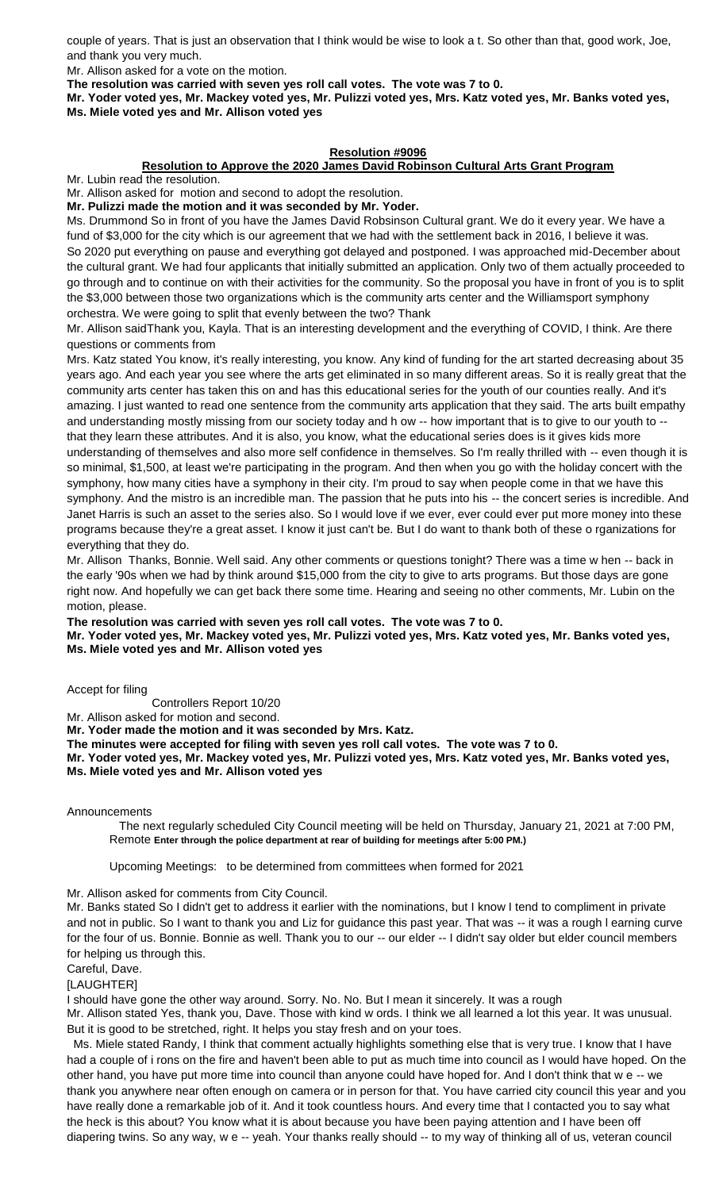couple of years. That is just an observation that I think would be wise to look a t. So other than that, good work, Joe, and thank you very much.

Mr. Allison asked for a vote on the motion.

**The resolution was carried with seven yes roll call votes. The vote was 7 to 0.**

**Mr. Yoder voted yes, Mr. Mackey voted yes, Mr. Pulizzi voted yes, Mrs. Katz voted yes, Mr. Banks voted yes, Ms. Miele voted yes and Mr. Allison voted yes**

**Resolution #9096**

**Resolution to Approve the 2020 James David Robinson Cultural Arts Grant Program**

Mr. Lubin read the resolution.

Mr. Allison asked for motion and second to adopt the resolution.

**Mr. Pulizzi made the motion and it was seconded by Mr. Yoder.**

Ms. Drummond So in front of you have the James David Robsinson Cultural grant. We do it every year. We have a fund of $3,000 for the city which is our agreement that we had with the settlement back in 2016, I believe it was. So 2020 put everything on pause and everything got delayed and postponed. I was approached mid-December about the cultural grant. We had four applicants that initially submitted an application. Only two of them actually proceeded to go through and to continue on with their activities for the community. So the proposal you have in front of you is to split the $3,000 between those two organizations which is the community arts center and the Williamsport symphony orchestra. We were going to split that evenly between the two? Thank

Mr. Allison saidThank you, Kayla. That is an interesting development and the everything of COVID, I think. Are there questions or comments from

Mrs. Katz stated You know, it's really interesting, you know. Any kind of funding for the art started decreasing about 35 years ago. And each year you see where the arts get eliminated in so many different areas. So it is really great that the community arts center has taken this on and has this educational series for the youth of our counties really. And it's amazing. I just wanted to read one sentence from the community arts application that they said. The arts built empathy and understanding mostly missing from our society today and h ow -- how important that is to give to our youth to -- that they learn these attributes. And it is also, you know, what the educational series does is it gives kids more understanding of themselves and also more self confidence in themselves. So I'm really thrilled with -- even though it is so minimal, $1,500, at least we're participating in the program. And then when you go with the holiday concert with the symphony, how many cities have a symphony in their city. I'm proud to say when people come in that we have this symphony. And the mistro is an incredible man. The passion that he puts into his -- the concert series is incredible. And Janet Harris is such an asset to the series also. So I would love if we ever, ever could ever put more money into these programs because they're a great asset. I know it just can't be. But I do want to thank both of these o rganizations for everything that they do.

Mr. Allison Thanks, Bonnie. Well said. Any other comments or questions tonight? There was a time w hen -- back in the early '90s when we had by think around $15,000 from the city to give to arts programs. But those days are gone right now. And hopefully we can get back there some time. Hearing and seeing no other comments, Mr. Lubin on the motion, please.

**The resolution was carried with seven yes roll call votes. The vote was 7 to 0.**

**Mr. Yoder voted yes, Mr. Mackey voted yes, Mr. Pulizzi voted yes, Mrs. Katz voted yes, Mr. Banks voted yes, Ms. Miele voted yes and Mr. Allison voted yes**

Accept for filing

Controllers Report 10/20

Mr. Allison asked for motion and second.

**Mr. Yoder made the motion and it was seconded by Mrs. Katz.**

**The minutes were accepted for filing with seven yes roll call votes. The vote was 7 to 0.**

**Mr. Yoder voted yes, Mr. Mackey voted yes, Mr. Pulizzi voted yes, Mrs. Katz voted yes, Mr. Banks voted yes, Ms. Miele voted yes and Mr. Allison voted yes**

Announcements

The next regularly scheduled City Council meeting will be held on Thursday, January 21, 2021 at 7:00 PM, Remote **Enter through the police department at rear of building for meetings after 5:00 PM.)**

Upcoming Meetings: to be determined from committees when formed for 2021

Mr. Allison asked for comments from City Council.

Mr. Banks stated So I didn't get to address it earlier with the nominations, but I know I tend to compliment in private and not in public. So I want to thank you and Liz for guidance this past year. That was -- it was a rough l earning curve for the four of us. Bonnie. Bonnie as well. Thank you to our -- our elder -- I didn't say older but elder council members for helping us through this.

Careful, Dave.

[LAUGHTER]

I should have gone the other way around. Sorry. No. No. But I mean it sincerely. It was a rough

Mr. Allison stated Yes, thank you, Dave. Those with kind w ords. I think we all learned a lot this year. It was unusual. But it is good to be stretched, right. It helps you stay fresh and on your toes.

Ms. Miele stated Randy, I think that comment actually highlights something else that is very true. I know that I have had a couple of i rons on the fire and haven't been able to put as much time into council as I would have hoped. On the other hand, you have put more time into council than anyone could have hoped for. And I don't think that w e -- we thank you anywhere near often enough on camera or in person for that. You have carried city council this year and you have really done a remarkable job of it. And it took countless hours. And every time that I contacted you to say what the heck is this about? You know what it is about because you have been paying attention and I have been off diapering twins. So any way, w e -- yeah. Your thanks really should -- to my way of thinking all of us, veteran council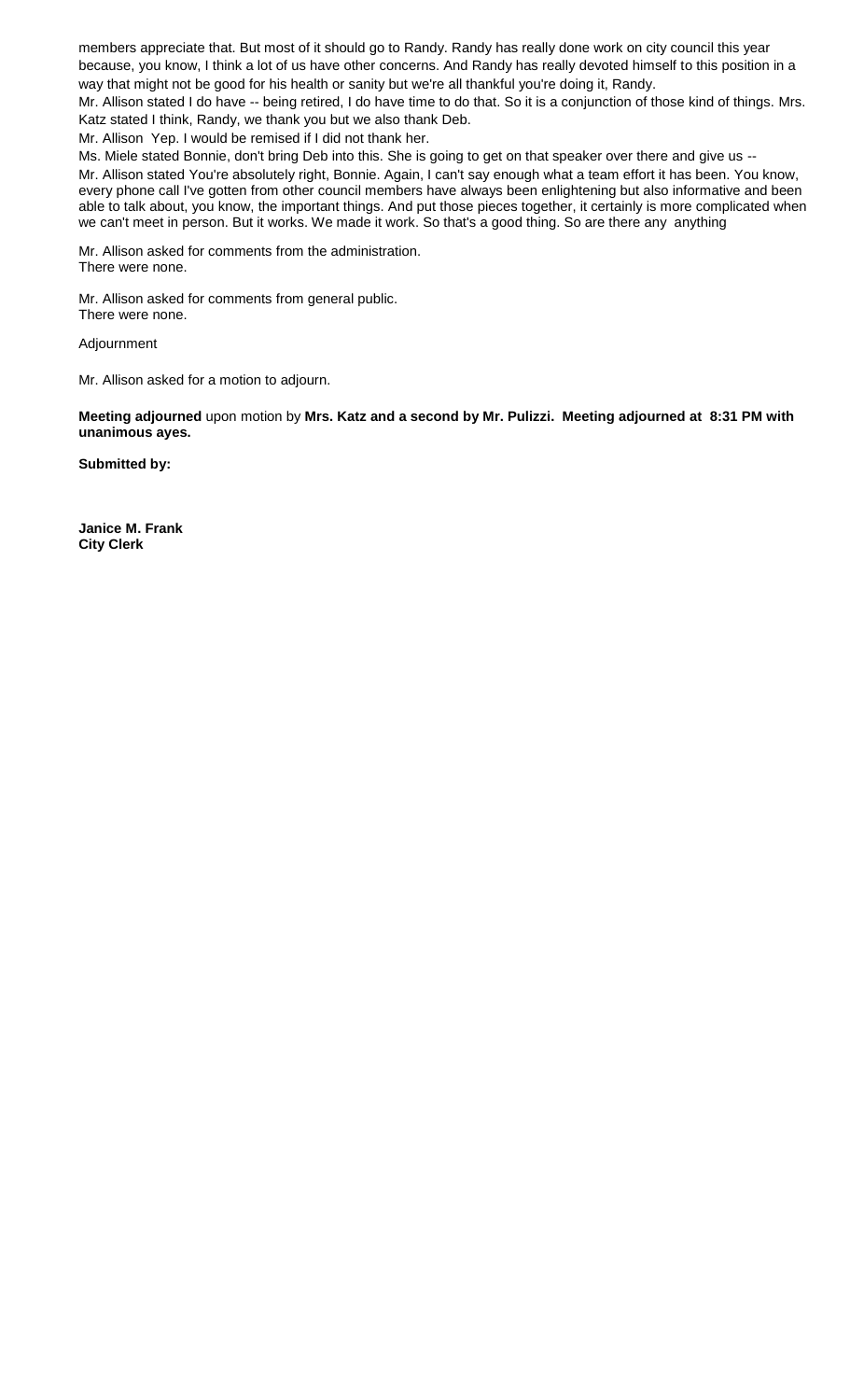members appreciate that. But most of it should go to Randy. Randy has really done work on city council this year because, you know, I think a lot of us have other concerns. And Randy has really devoted himself to this position in a way that might not be good for his health or sanity but we're all thankful you're doing it, Randy.

Mr. Allison stated I do have -- being retired, I do have time to do that. So it is a conjunction of those kind of things. Mrs. Katz stated I think, Randy, we thank you but we also thank Deb.

Mr. Allison Yep. I would be remised if I did not thank her.

Ms. Miele stated Bonnie, don't bring Deb into this. She is going to get on that speaker over there and give us --

Mr. Allison stated You're absolutely right, Bonnie. Again, I can't say enough what a team effort it has been. You know, every phone call I've gotten from other council members have always been enlightening but also informative and been able to talk about, you know, the important things. And put those pieces together, it certainly is more complicated when we can't meet in person. But it works. We made it work. So that's a good thing. So are there any anything

Mr. Allison asked for comments from the administration.
There were none.

Mr. Allison asked for comments from general public.
There were none.

Adjournment

Mr. Allison asked for a motion to adjourn.

**Meeting adjourned** upon motion by **Mrs. Katz and a second by Mr. Pulizzi. Meeting adjourned at 8:31 PM with unanimous ayes.**

**Submitted by:**

**Janice M. Frank**
**City Clerk**